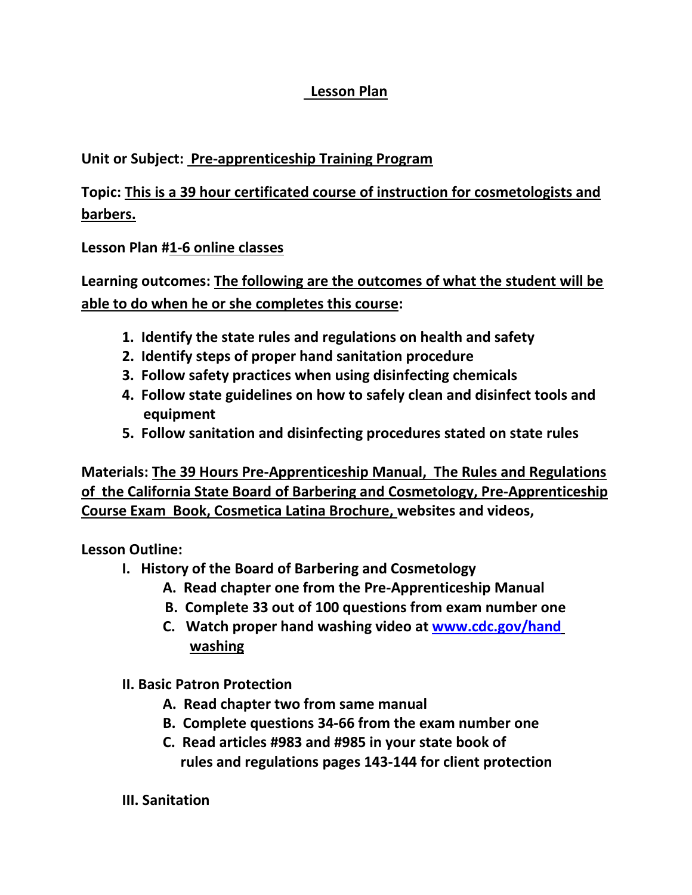# Lesson Plan

**Unit or Subject:** **Pre-apprenticeship Training Program**

**Topic:** **This is a 39 hour certificated course of instruction for cosmetologists and barbers.**

**Lesson Plan #1-6 online classes**

**Learning outcomes:** **The following are the outcomes of what the student will be able to do when he or she completes this course:**

1. **Identify the state rules and regulations on health and safety**
2. **Identify steps of proper hand sanitation procedure**
3. **Follow safety practices when using disinfecting chemicals**
4. **Follow state guidelines on how to safely clean and disinfect tools and equipment**
5. **Follow sanitation and disinfecting procedures stated on state rules**

**Materials:** **The 39 Hours Pre-Apprenticeship Manual, The Rules and Regulations of the California State Board of Barbering and Cosmetology, Pre-Apprenticeship Course Exam Book, Cosmetica Latina Brochure, websites and videos,**

**Lesson Outline:**

**I. History of the Board of Barbering and Cosmetology**

- **A. Read chapter one from the Pre-Apprenticeship Manual**
- **B. Complete 33 out of 100 questions from exam number one**
- **C. Watch proper hand washing video at www.cdc.gov/hand washing**

**II. Basic Patron Protection**

- **A. Read chapter two from same manual**
- **B. Complete questions 34-66 from the exam number one**
- **C. Read articles #983 and #985 in your state book of rules and regulations pages 143-144 for client protection**

**III. Sanitation**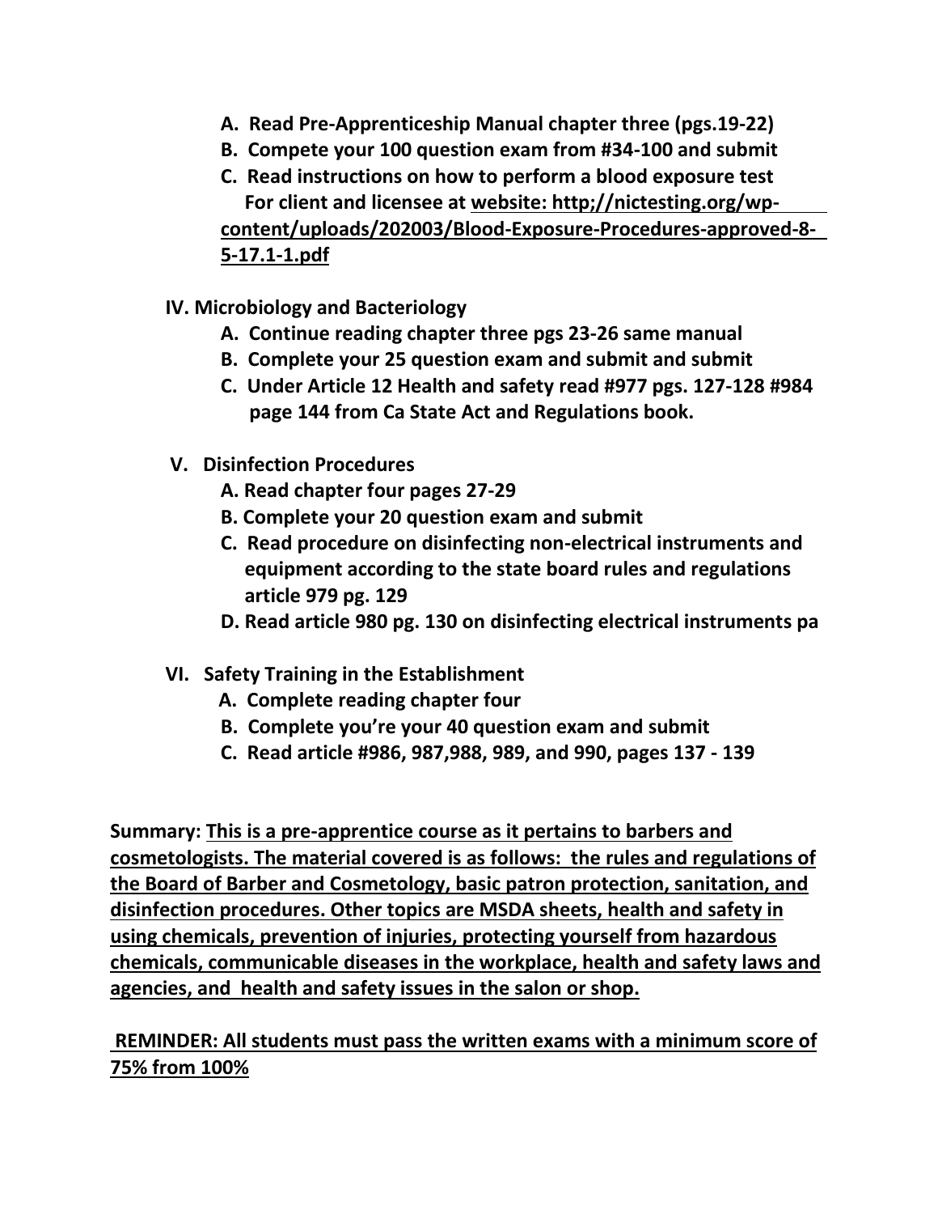A. Read Pre-Apprenticeship Manual chapter three (pgs.19-22)
B. Compete your 100 question exam from #34-100 and submit
C. Read instructions on how to perform a blood exposure test For client and licensee at website: http;//nictesting.org/wp-content/uploads/202003/Blood-Exposure-Procedures-approved-8-5-17.1-1.pdf

**IV. Microbiology and Bacteriology**

A. Continue reading chapter three pgs 23-26 same manual
B. Complete your 25 question exam and submit and submit
C. Under Article 12 Health and safety read #977 pgs. 127-128 #984 page 144 from Ca State Act and Regulations book.

**V. Disinfection Procedures**

A. Read chapter four pages 27-29
B. Complete your 20 question exam and submit
C. Read procedure on disinfecting non-electrical instruments and equipment according to the state board rules and regulations article 979 pg. 129
D. Read article 980 pg. 130 on disinfecting electrical instruments pa

**VI. Safety Training in the Establishment**

A. Complete reading chapter four
B. Complete you're your 40 question exam and submit
C. Read article #986, 987,988, 989, and 990, pages 137 - 139

**Summary: This is a pre-apprentice course as it pertains to barbers and cosmetologists. The material covered is as follows: the rules and regulations of the Board of Barber and Cosmetology, basic patron protection, sanitation, and disinfection procedures. Other topics are MSDA sheets, health and safety in using chemicals, prevention of injuries, protecting yourself from hazardous chemicals, communicable diseases in the workplace, health and safety laws and agencies, and health and safety issues in the salon or shop.**

**REMINDER: All students must pass the written exams with a minimum score of 75% from 100%**